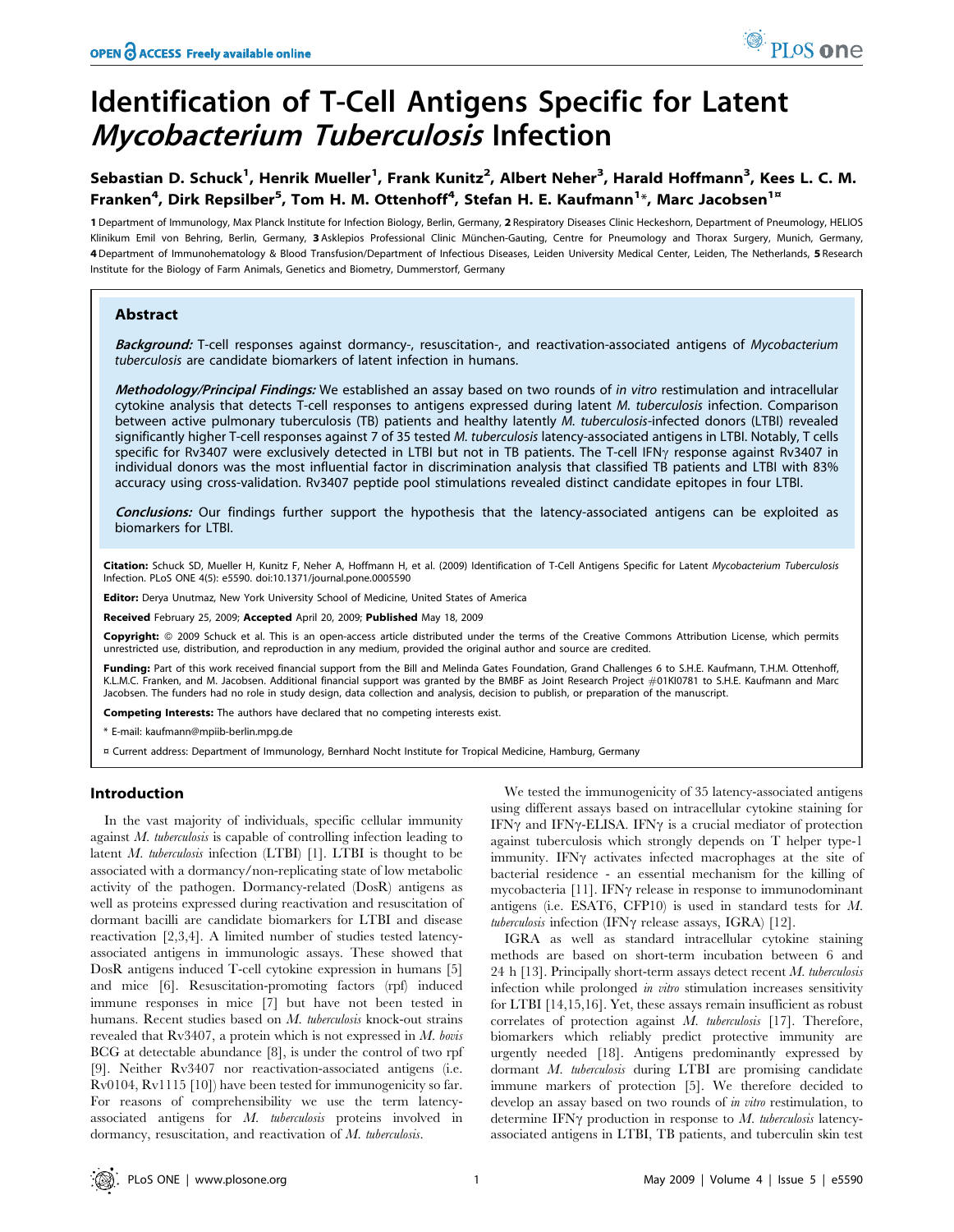# Identification of T-Cell Antigens Specific for Latent *Mycobacterium Tuberculosis* Infection

**Sebastian D. Schuck[1], Henrik Mueller[1], Frank Kunitz[2], Albert Neher[3], Harald Hoffmann[3], Kees L. C. M. Franken[4], Dirk Repsilber[5], Tom H. M. Ottenhoff[4], Stefan H. E. Kaufmann[1]\*, Marc Jacobsen[1¤]**

1 Department of Immunology, Max Planck Institute for Infection Biology, Berlin, Germany, 2 Respiratory Diseases Clinic Heckeshorn, Department of Pneumology, HELIOS Klinikum Emil von Behring, Berlin, Germany, 3 Asklepios Professional Clinic München-Gauting, Centre for Pneumology and Thorax Surgery, Munich, Germany, 4 Department of Immunohematology & Blood Transfusion/Department of Infectious Diseases, Leiden University Medical Center, Leiden, The Netherlands, 5 Research Institute for the Biology of Farm Animals, Genetics and Biometry, Dummerstorf, Germany

## Abstract

***Background:*** T-cell responses against dormancy-, resuscitation-, and reactivation-associated antigens of *Mycobacterium tuberculosis* are candidate biomarkers of latent infection in humans.

***Methodology/Principal Findings:*** We established an assay based on two rounds of *in vitro* restimulation and intracellular cytokine analysis that detects T-cell responses to antigens expressed during latent *M. tuberculosis* infection. Comparison between active pulmonary tuberculosis (TB) patients and healthy latently *M. tuberculosis*-infected donors (LTBI) revealed significantly higher T-cell responses against 7 of 35 tested *M. tuberculosis* latency-associated antigens in LTBI. Notably, T cells specific for Rv3407 were exclusively detected in LTBI but not in TB patients. The T-cell IFNγ response against Rv3407 in individual donors was the most influential factor in discrimination analysis that classified TB patients and LTBI with 83% accuracy using cross-validation. Rv3407 peptide pool stimulations revealed distinct candidate epitopes in four LTBI.

***Conclusions:*** Our findings further support the hypothesis that the latency-associated antigens can be exploited as biomarkers for LTBI.

**Citation:** Schuck SD, Mueller H, Kunitz F, Neher A, Hoffmann H, et al. (2009) Identification of T-Cell Antigens Specific for Latent *Mycobacterium Tuberculosis* Infection. PLoS ONE 4(5): e5590. doi:10.1371/journal.pone.0005590

**Editor:** Derya Unutmaz, New York University School of Medicine, United States of America

**Received** February 25, 2009; **Accepted** April 20, 2009; **Published** May 18, 2009

**Copyright:** © 2009 Schuck et al. This is an open-access article distributed under the terms of the Creative Commons Attribution License, which permits unrestricted use, distribution, and reproduction in any medium, provided the original author and source are credited.

**Funding:** Part of this work received financial support from the Bill and Melinda Gates Foundation, Grand Challenges 6 to S.H.E. Kaufmann, T.H.M. Ottenhoff, K.L.M.C. Franken, and M. Jacobsen. Additional financial support was granted by the BMBF as Joint Research Project #01KI0781 to S.H.E. Kaufmann and Marc Jacobsen. The funders had no role in study design, data collection and analysis, decision to publish, or preparation of the manuscript.

**Competing Interests:** The authors have declared that no competing interests exist.

\* E-mail: kaufmann@mpiib-berlin.mpg.de

¤ Current address: Department of Immunology, Bernhard Nocht Institute for Tropical Medicine, Hamburg, Germany

## Introduction

In the vast majority of individuals, specific cellular immunity against *M. tuberculosis* is capable of controlling infection leading to latent *M. tuberculosis* infection (LTBI) [1]. LTBI is thought to be associated with a dormancy/non-replicating state of low metabolic activity of the pathogen. Dormancy-related (DosR) antigens as well as proteins expressed during reactivation and resuscitation of dormant bacilli are candidate biomarkers for LTBI and disease reactivation [2,3,4]. A limited number of studies tested latency-associated antigens in immunologic assays. These showed that DosR antigens induced T-cell cytokine expression in humans [5] and mice [6]. Resuscitation-promoting factors (rpf) induced immune responses in mice [7] but have not been tested in humans. Recent studies based on *M. tuberculosis* knock-out strains revealed that Rv3407, a protein which is not expressed in *M. bovis* BCG at detectable abundance [8], is under the control of two rpf [9]. Neither Rv3407 nor reactivation-associated antigens (i.e. Rv0104, Rv1115 [10]) have been tested for immunogenicity so far. For reasons of comprehensibility we use the term latency-associated antigens for *M. tuberculosis* proteins involved in dormancy, resuscitation, and reactivation of *M. tuberculosis*.

We tested the immunogenicity of 35 latency-associated antigens using different assays based on intracellular cytokine staining for IFNγ and IFNγ-ELISA. IFNγ is a crucial mediator of protection against tuberculosis which strongly depends on T helper type-1 immunity. IFNγ activates infected macrophages at the site of bacterial residence - an essential mechanism for the killing of mycobacteria [11]. IFNγ release in response to immunodominant antigens (i.e. ESAT6, CFP10) is used in standard tests for *M. tuberculosis* infection (IFNγ release assays, IGRA) [12].

IGRA as well as standard intracellular cytokine staining methods are based on short-term incubation between 6 and 24 h [13]. Principally short-term assays detect recent *M. tuberculosis* infection while prolonged *in vitro* stimulation increases sensitivity for LTBI [14,15,16]. Yet, these assays remain insufficient as robust correlates of protection against *M. tuberculosis* [17]. Therefore, biomarkers which reliably predict protective immunity are urgently needed [18]. Antigens predominantly expressed by dormant *M. tuberculosis* during LTBI are promising candidate immune markers of protection [5]. We therefore decided to develop an assay based on two rounds of *in vitro* restimulation, to determine IFNγ production in response to *M. tuberculosis* latency-associated antigens in LTBI, TB patients, and tuberculin skin test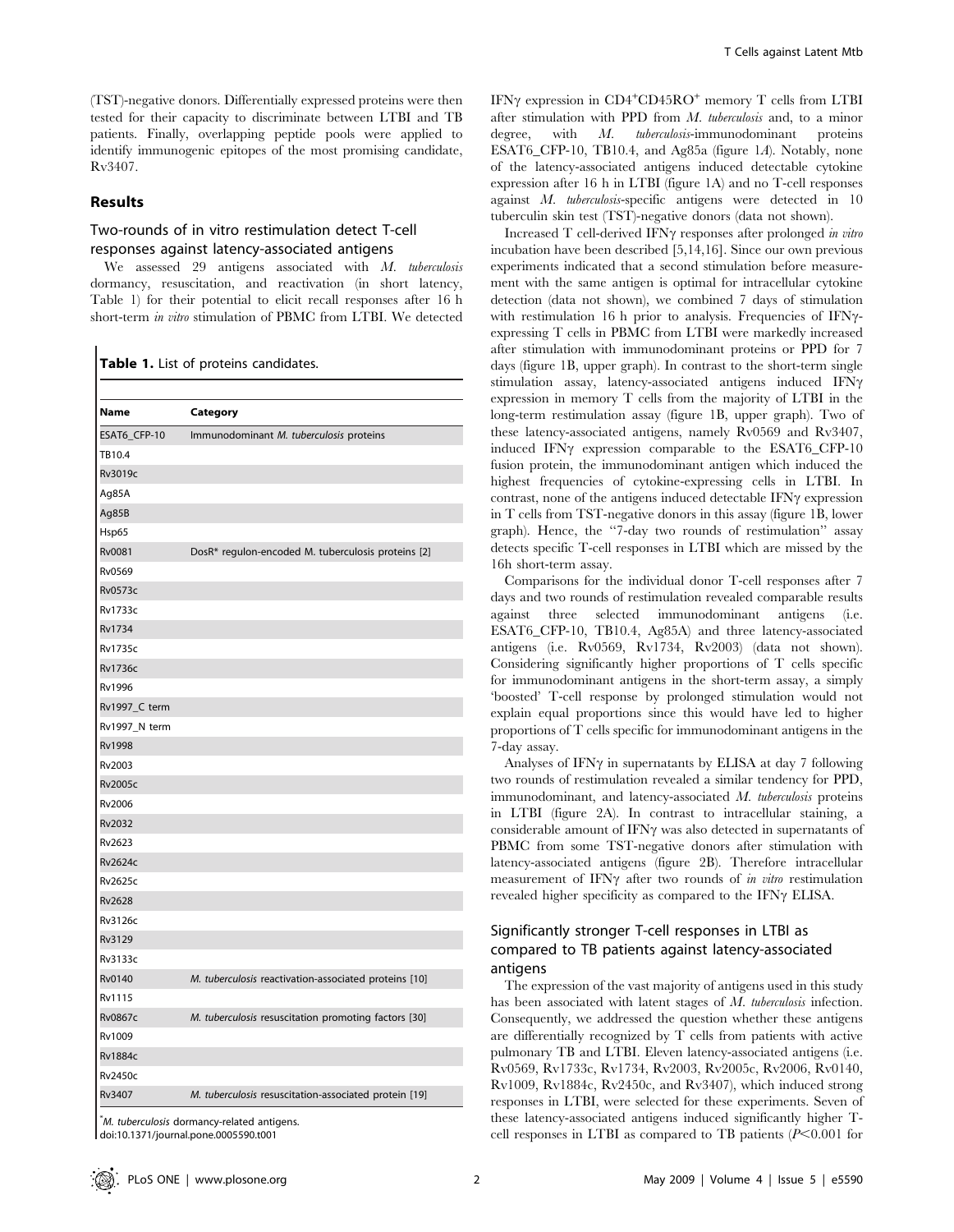(TST)-negative donors. Differentially expressed proteins were then tested for their capacity to discriminate between LTBI and TB patients. Finally, overlapping peptide pools were applied to identify immunogenic epitopes of the most promising candidate, Rv3407.

## Results

### Two-rounds of in vitro restimulation detect T-cell responses against latency-associated antigens

We assessed 29 antigens associated with *M. tuberculosis* dormancy, resuscitation, and reactivation (in short latency, Table 1) for their potential to elicit recall responses after 16 h short-term *in vitro* stimulation of PBMC from LTBI. We detected IFNγ expression in $CD4^+CD45RO^+$ memory T cells from LTBI after stimulation with PPD from *M. tuberculosis* and, to a minor degree, with *M. tuberculosis*-immunodominant proteins ESAT6_CFP-10, TB10.4, and Ag85a (figure 1A). Notably, none of the latency-associated antigens induced detectable cytokine expression after 16 h in LTBI (figure 1A) and no T-cell responses against *M. tuberculosis*-specific antigens were detected in 10 tuberculin skin test (TST)-negative donors (data not shown).

**Table 1.** List of proteins candidates.

| Name | Category |
|---|---|
| ESAT6_CFP-10 | Immunodominant *M. tuberculosis* proteins |
| TB10.4 | |
| Rv3019c | |
| Ag85A | |
| Ag85B | |
| Hsp65 | |
| Rv0081 | DosR* regulon-encoded M. tuberculosis proteins [2] |
| Rv0569 | |
| Rv0573c | |
| Rv1733c | |
| Rv1734 | |
| Rv1735c | |
| Rv1736c | |
| Rv1996 | |
| Rv1997_C term | |
| Rv1997_N term | |
| Rv1998 | |
| Rv2003 | |
| Rv2005c | |
| Rv2006 | |
| Rv2032 | |
| Rv2623 | |
| Rv2624c | |
| Rv2625c | |
| Rv2628 | |
| Rv3126c | |
| Rv3129 | |
| Rv3133c | |
| Rv0140 | *M. tuberculosis* reactivation-associated proteins [10] |
| Rv1115 | |
| Rv0867c | *M. tuberculosis* resuscitation promoting factors [30] |
| Rv1009 | |
| Rv1884c | |
| Rv2450c | |
| Rv3407 | *M. tuberculosis* resuscitation-associated protein [19] |

*M. tuberculosis* dormancy-related antigens.
doi:10.1371/journal.pone.0005590.t001

Increased T cell-derived IFNγ responses after prolonged *in vitro* incubation have been described [5,14,16]. Since our own previous experiments indicated that a second stimulation before measurement with the same antigen is optimal for intracellular cytokine detection (data not shown), we combined 7 days of stimulation with restimulation 16 h prior to analysis. Frequencies of IFNγ-expressing T cells in PBMC from LTBI were markedly increased after stimulation with immunodominant proteins or PPD for 7 days (figure 1B, upper graph). In contrast to the short-term single stimulation assay, latency-associated antigens induced IFNγ expression in memory T cells from the majority of LTBI in the long-term restimulation assay (figure 1B, upper graph). Two of these latency-associated antigens, namely Rv0569 and Rv3407, induced IFNγ expression comparable to the ESAT6_CFP-10 fusion protein, the immunodominant antigen which induced the highest frequencies of cytokine-expressing cells in LTBI. In contrast, none of the antigens induced detectable IFNγ expression in T cells from TST-negative donors in this assay (figure 1B, lower graph). Hence, the "7-day two rounds of restimulation" assay detects specific T-cell responses in LTBI which are missed by the 16h short-term assay.

Comparisons for the individual donor T-cell responses after 7 days and two rounds of restimulation revealed comparable results against three selected immunodominant antigens (i.e. ESAT6_CFP-10, TB10.4, Ag85A) and three latency-associated antigens (i.e. Rv0569, Rv1734, Rv2003) (data not shown). Considering significantly higher proportions of T cells specific for immunodominant antigens in the short-term assay, a simply 'boosted' T-cell response by prolonged stimulation would not explain equal proportions since this would have led to higher proportions of T cells specific for immunodominant antigens in the 7-day assay.

Analyses of IFNγ in supernatants by ELISA at day 7 following two rounds of restimulation revealed a similar tendency for PPD, immunodominant, and latency-associated *M. tuberculosis* proteins in LTBI (figure 2A). In contrast to intracellular staining, a considerable amount of IFNγ was also detected in supernatants of PBMC from some TST-negative donors after stimulation with latency-associated antigens (figure 2B). Therefore intracellular measurement of IFNγ after two rounds of *in vitro* restimulation revealed higher specificity as compared to the IFNγ ELISA.

### Significantly stronger T-cell responses in LTBI as compared to TB patients against latency-associated antigens

The expression of the vast majority of antigens used in this study has been associated with latent stages of *M. tuberculosis* infection. Consequently, we addressed the question whether these antigens are differentially recognized by T cells from patients with active pulmonary TB and LTBI. Eleven latency-associated antigens (i.e. Rv0569, Rv1733c, Rv1734, Rv2003, Rv2005c, Rv2006, Rv0140, Rv1009, Rv1884c, Rv2450c, and Rv3407), which induced strong responses in LTBI, were selected for these experiments. Seven of these latency-associated antigens induced significantly higher T-cell responses in LTBI as compared to TB patients ($P<0.001$ for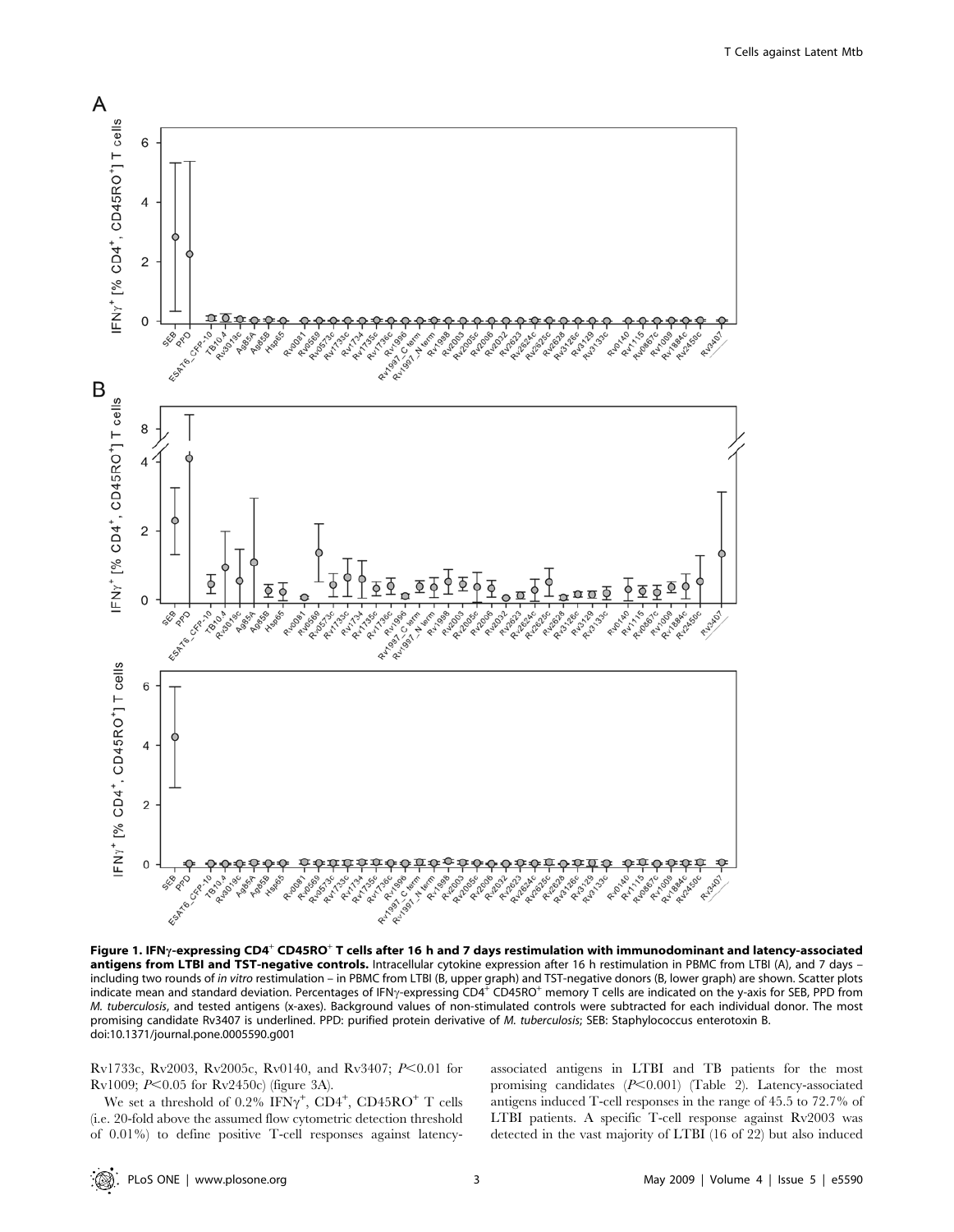**Figure 1. IFNγ-expressing CD4$^+$ CD45RO$^+$ T cells after 16 h and 7 days restimulation with immunodominant and latency-associated antigens from LTBI and TST-negative controls.** Intracellular cytokine expression after 16 h restimulation in PBMC from LTBI (A), and 7 days – including two rounds of *in vitro* restimulation – in PBMC from LTBI (B, upper graph) and TST-negative donors (B, lower graph) are shown. Scatter plots indicate mean and standard deviation. Percentages of IFNγ-expressing CD4$^+$ CD45RO$^+$ memory T cells are indicated on the y-axis for SEB, PPD from *M. tuberculosis*, and tested antigens (x-axes). Background values of non-stimulated controls were subtracted for each individual donor. The most promising candidate Rv3407 is underlined. PPD: purified protein derivative of *M. tuberculosis*; SEB: Staphylococcus enterotoxin B.
doi:10.1371/journal.pone.0005590.g001

Rv1733c, Rv2003, Rv2005c, Rv0140, and Rv3407; $P<0.01$ for Rv1009; $P<0.05$ for Rv2450c) (figure 3A).

We set a threshold of 0.2% IFNγ$^+$, CD4$^+$, CD45RO$^+$ T cells (i.e. 20-fold above the assumed flow cytometric detection threshold of 0.01%) to define positive T-cell responses against latency-associated antigens in LTBI and TB patients for the most promising candidates ($P<0.001$) (Table 2). Latency-associated antigens induced T-cell responses in the range of 45.5 to 72.7% of LTBI patients. A specific T-cell response against Rv2003 was detected in the vast majority of LTBI (16 of 22) but also induced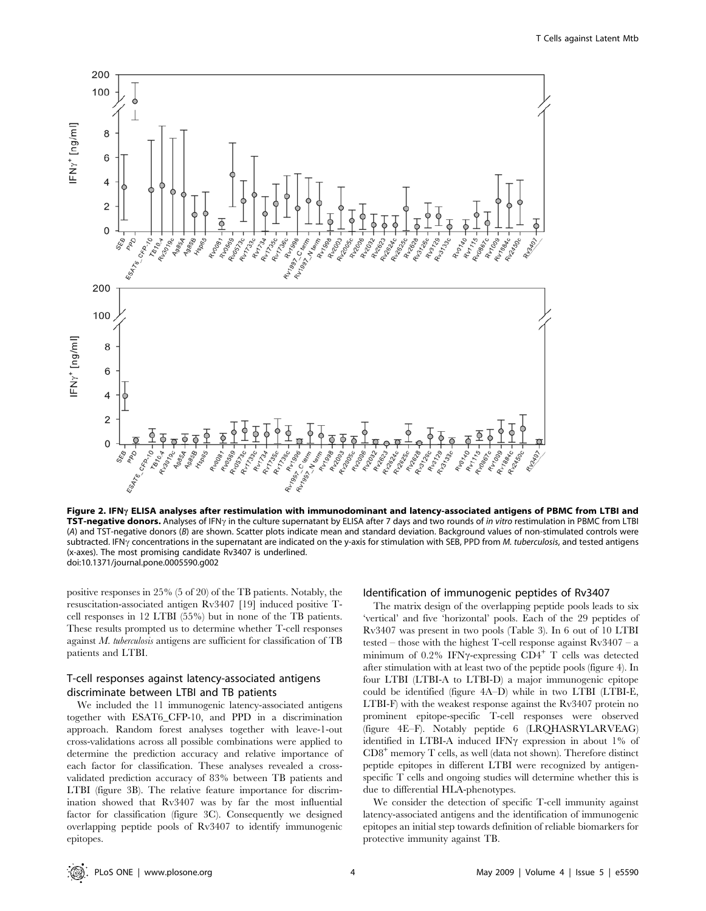**Figure 2. IFN$\gamma$ ELISA analyses after restimulation with immunodominant and latency-associated antigens of PBMC from LTBI and TST-negative donors.** Analyses of IFN$\gamma$ in the culture supernatant by ELISA after 7 days and two rounds of *in vitro* restimulation in PBMC from LTBI (*A*) and TST-negative donors (*B*) are shown. Scatter plots indicate mean and standard deviation. Background values of non-stimulated controls were subtracted. IFN$\gamma$ concentrations in the supernatant are indicated on the y-axis for stimulation with SEB, PPD from *M. tuberculosis*, and tested antigens (x-axes). The most promising candidate Rv3407 is underlined.
doi:10.1371/journal.pone.0005590.g002

positive responses in 25% (5 of 20) of the TB patients. Notably, the resuscitation-associated antigen Rv3407 [19] induced positive T-cell responses in 12 LTBI (55%) but in none of the TB patients. These results prompted us to determine whether T-cell responses against *M. tuberculosis* antigens are sufficient for classification of TB patients and LTBI.

## T-cell responses against latency-associated antigens discriminate between LTBI and TB patients

We included the 11 immunogenic latency-associated antigens together with ESAT6_CFP-10, and PPD in a discrimination approach. Random forest analyses together with leave-1-out cross-validations across all possible combinations were applied to determine the prediction accuracy and relative importance of each factor for classification. These analyses revealed a cross-validated prediction accuracy of 83% between TB patients and LTBI (figure 3B). The relative feature importance for discrimination showed that Rv3407 was by far the most influential factor for classification (figure 3C). Consequently we designed overlapping peptide pools of Rv3407 to identify immunogenic epitopes.

## Identification of immunogenic peptides of Rv3407

The matrix design of the overlapping peptide pools leads to six 'vertical' and five 'horizontal' pools. Each of the 29 peptides of Rv3407 was present in two pools (Table 3). In 6 out of 10 LTBI tested – those with the highest T-cell response against Rv3407 – a minimum of 0.2% IFN$\gamma$-expressing $CD4^+$ T cells was detected after stimulation with at least two of the peptide pools (figure 4). In four LTBI (LTBI-A to LTBI-D) a major immunogenic epitope could be identified (figure 4A–D) while in two LTBI (LTBI-E, LTBI-F) with the weakest response against the Rv3407 protein no prominent epitope-specific T-cell responses were observed (figure 4E–F). Notably peptide 6 (LRQHASRYLARVEAG) identified in LTBI-A induced IFN$\gamma$ expression in about 1% of $CD8^+$ memory T cells, as well (data not shown). Therefore distinct peptide epitopes in different LTBI were recognized by antigen-specific T cells and ongoing studies will determine whether this is due to differential HLA-phenotypes.

We consider the detection of specific T-cell immunity against latency-associated antigens and the identification of immunogenic epitopes an initial step towards definition of reliable biomarkers for protective immunity against TB.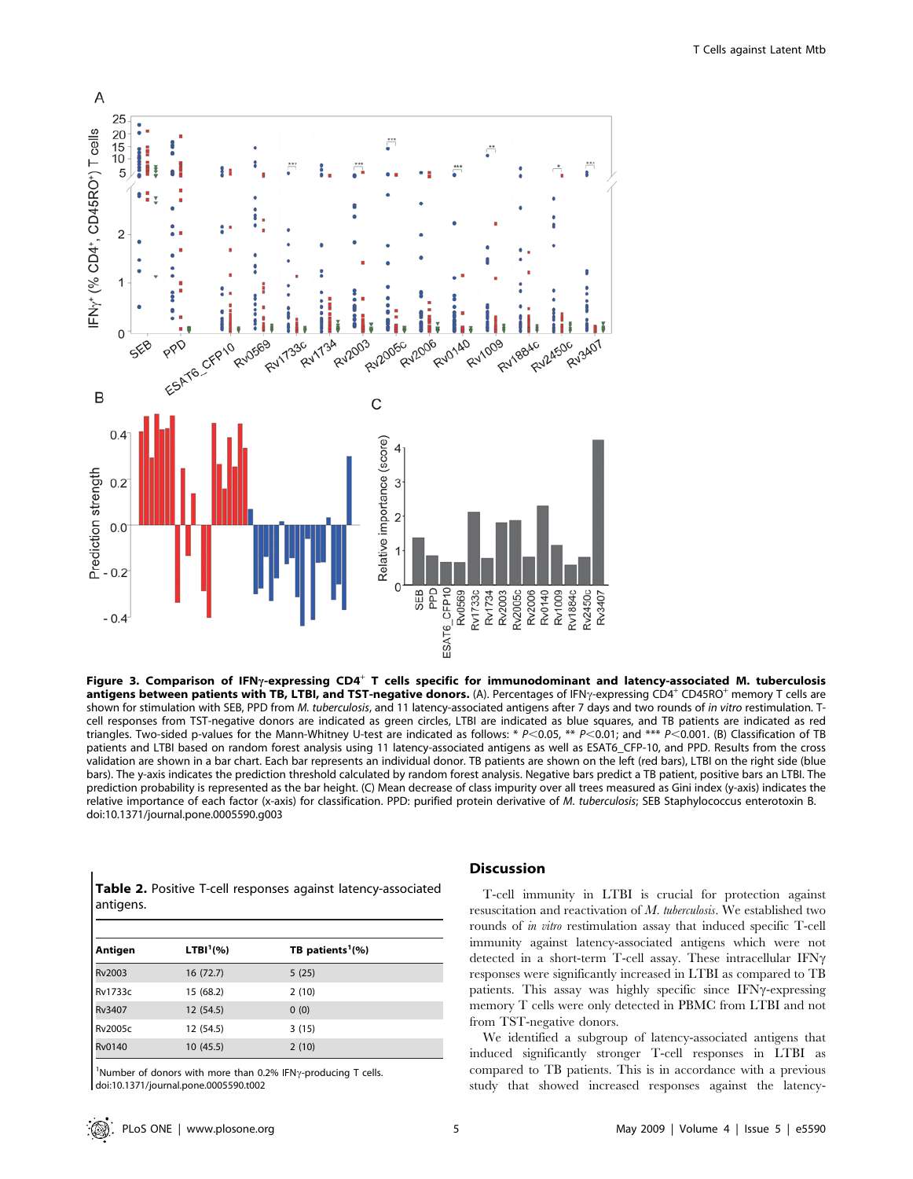**Figure 3. Comparison of IFNγ-expressing CD4[+] T cells specific for immunodominant and latency-associated *M. tuberculosis* antigens between patients with TB, LTBI, and TST-negative donors.** (A). Percentages of IFNγ-expressing CD4[+] CD45RO[+] memory T cells are shown for stimulation with SEB, PPD from *M. tuberculosis*, and 11 latency-associated antigens after 7 days and two rounds of *in vitro* restimulation. T-cell responses from TST-negative donors are indicated as green circles, LTBI are indicated as blue squares, and TB patients are indicated as red triangles. Two-sided p-values for the Mann-Whitney U-test are indicated as follows: * $P<0.05$, ** $P<0.01$; and *** $P<0.001$. (B) Classification of TB patients and LTBI based on random forest analysis using 11 latency-associated antigens as well as ESAT6_CFP-10, and PPD. Results from the cross validation are shown in a bar chart. Each bar represents an individual donor. TB patients are shown on the left (red bars), LTBI on the right side (blue bars). The y-axis indicates the prediction threshold calculated by random forest analysis. Negative bars predict a TB patient, positive bars an LTBI. The prediction probability is represented as the bar height. (C) Mean decrease of class impurity over all trees measured as Gini index (y-axis) indicates the relative importance of each factor (x-axis) for classification. PPD: purified protein derivative of *M. tuberculosis*; SEB Staphylococcus enterotoxin B.
doi:10.1371/journal.pone.0005590.g003

**Table 2.** Positive T-cell responses against latency-associated antigens.

| Antigen | LTBI[1](%) | TB patients[1](%) |
|---|---|---|
| Rv2003 | 16 (72.7) | 5 (25) |
| Rv1733c | 15 (68.2) | 2 (10) |
| Rv3407 | 12 (54.5) | 0 (0) |
| Rv2005c | 12 (54.5) | 3 (15) |
| Rv0140 | 10 (45.5) | 2 (10) |

[1]Number of donors with more than 0.2% IFNγ-producing T cells.
doi:10.1371/journal.pone.0005590.t002

## Discussion

T-cell immunity in LTBI is crucial for protection against resuscitation and reactivation of *M. tuberculosis*. We established two rounds of *in vitro* restimulation assay that induced specific T-cell immunity against latency-associated antigens which were not detected in a short-term T-cell assay. These intracellular IFNγ responses were significantly increased in LTBI as compared to TB patients. This assay was highly specific since IFNγ-expressing memory T cells were only detected in PBMC from LTBI and not from TST-negative donors.

We identified a subgroup of latency-associated antigens that induced significantly stronger T-cell responses in LTBI as compared to TB patients. This is in accordance with a previous study that showed increased responses against the latency-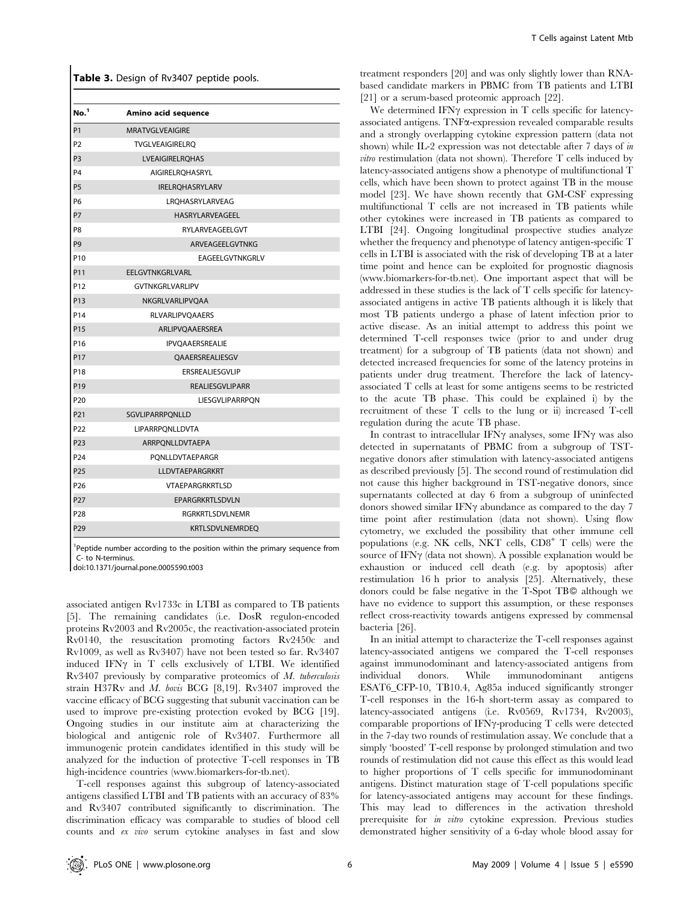**Table 3.** Design of Rv3407 peptide pools.

| No.[1] | Amino acid sequence |
|---|---|
| P1 | MRATVGLVEAIGIRE |
| P2 | TVGLVEAIGIRELRQ |
| P3 | LVEAIGIRELRQHAS |
| P4 | AIGIRELRQHASRYL |
| P5 | IRELRQHASRYLARV |
| P6 | LRQHASRYLARVEAG |
| P7 | HASRYLARVEAGEEL |
| P8 | RYLARVEAGEELGVT |
| P9 | ARVEAGEELGVTNKG |
| P10 | EAGEELGVTNKGRLV |
| P11 | EELGVTNKGRLVARL |
| P12 | GVTNKGRLVARLIPV |
| P13 | NKGRLVARLIPVQAA |
| P14 | RLVARLIPVQAAERS |
| P15 | ARLIPVQAAERSREA |
| P16 | IPVQAAERSREALIE |
| P17 | QAAERSREALIESGV |
| P18 | ERSREALIESGVLIP |
| P19 | REALIESGVLIPARR |
| P20 | LIESGVLIPARRPQN |
| P21 | SGVLIPARRPQNLLD |
| P22 | LIPARRPQNLLDVTA |
| P23 | ARRPQNLLDVTAEPA |
| P24 | PQNLLDVTAEPARGR |
| P25 | LLDVTAEPARGRKRT |
| P26 | VTAEPARGRKRTLSD |
| P27 | EPARGRKRTLSDVLN |
| P28 | RGRKRTLSDVLNEMR |
| P29 | KRTLSDVLNEMRDEQ |

[1]Peptide number according to the position within the primary sequence from C- to N-terminus.

doi:10.1371/journal.pone.0005590.t003

associated antigen Rv1733c in LTBI as compared to TB patients [5]. The remaining candidates (i.e. DosR regulon-encoded proteins Rv2003 and Rv2005c, the reactivation-associated protein Rv0140, the resuscitation promoting factors Rv2450c and Rv1009, as well as Rv3407) have not been tested so far. Rv3407 induced IFNγ in T cells exclusively of LTBI. We identified Rv3407 previously by comparative proteomics of *M. tuberculosis* strain H37Rv and *M. bovis* BCG [8,19]. Rv3407 improved the vaccine efficacy of BCG suggesting that subunit vaccination can be used to improve pre-existing protection evoked by BCG [19]. Ongoing studies in our institute aim at characterizing the biological and antigenic role of Rv3407. Furthermore all immunogenic protein candidates identified in this study will be analyzed for the induction of protective T-cell responses in TB high-incidence countries (www.biomarkers-for-tb.net).

T-cell responses against this subgroup of latency-associated antigens classified LTBI and TB patients with an accuracy of 83% and Rv3407 contributed significantly to discrimination. The discrimination efficacy was comparable to studies of blood cell counts and *ex vivo* serum cytokine analyses in fast and slow treatment responders [20] and was only slightly lower than RNA-based candidate markers in PBMC from TB patients and LTBI [21] or a serum-based proteomic approach [22].

We determined IFNγ expression in T cells specific for latency-associated antigens. TNFα-expression revealed comparable results and a strongly overlapping cytokine expression pattern (data not shown) while IL-2 expression was not detectable after 7 days of *in vitro* restimulation (data not shown). Therefore T cells induced by latency-associated antigens show a phenotype of multifunctional T cells, which have been shown to protect against TB in the mouse model [23]. We have shown recently that GM-CSF expressing multifunctional T cells are not increased in TB patients while other cytokines were increased in TB patients as compared to LTBI [24]. Ongoing longitudinal prospective studies analyze whether the frequency and phenotype of latency antigen-specific T cells in LTBI is associated with the risk of developing TB at a later time point and hence can be exploited for prognostic diagnosis (www.biomarkers-for-tb.net). One important aspect that will be addressed in these studies is the lack of T cells specific for latency-associated antigens in active TB patients although it is likely that most TB patients undergo a phase of latent infection prior to active disease. As an initial attempt to address this point we determined T-cell responses twice (prior to and under drug treatment) for a subgroup of TB patients (data not shown) and detected increased frequencies for some of the latency proteins in patients under drug treatment. Therefore the lack of latency-associated T cells at least for some antigens seems to be restricted to the acute TB phase. This could be explained i) by the recruitment of these T cells to the lung or ii) increased T-cell regulation during the acute TB phase.

In contrast to intracellular IFNγ analyses, some IFNγ was also detected in supernatants of PBMC from a subgroup of TST-negative donors after stimulation with latency-associated antigens as described previously [5]. The second round of restimulation did not cause this higher background in TST-negative donors, since supernatants collected at day 6 from a subgroup of uninfected donors showed similar IFNγ abundance as compared to the day 7 time point after restimulation (data not shown). Using flow cytometry, we excluded the possibility that other immune cell populations (e.g. NK cells, NKT cells, $CD8^+$ T cells) were the source of IFNγ (data not shown). A possible explanation would be exhaustion or induced cell death (e.g. by apoptosis) after restimulation 16 h prior to analysis [25]. Alternatively, these donors could be false negative in the T-Spot TB© although we have no evidence to support this assumption, or these responses reflect cross-reactivity towards antigens expressed by commensal bacteria [26].

In an initial attempt to characterize the T-cell responses against latency-associated antigens we compared the T-cell responses against immunodominant and latency-associated antigens from individual donors. While immunodominant antigens ESAT6_CFP-10, TB10.4, Ag85a induced significantly stronger T-cell responses in the 16-h short-term assay as compared to latency-associated antigens (i.e. Rv0569, Rv1734, Rv2003), comparable proportions of IFNγ-producing T cells were detected in the 7-day two rounds of restimulation assay. We conclude that a simply 'boosted' T-cell response by prolonged stimulation and two rounds of restimulation did not cause this effect as this would lead to higher proportions of T cells specific for immunodominant antigens. Distinct maturation stage of T-cell populations specific for latency-associated antigens may account for these findings. This may lead to differences in the activation threshold prerequisite for *in vitro* cytokine expression. Previous studies demonstrated higher sensitivity of a 6-day whole blood assay for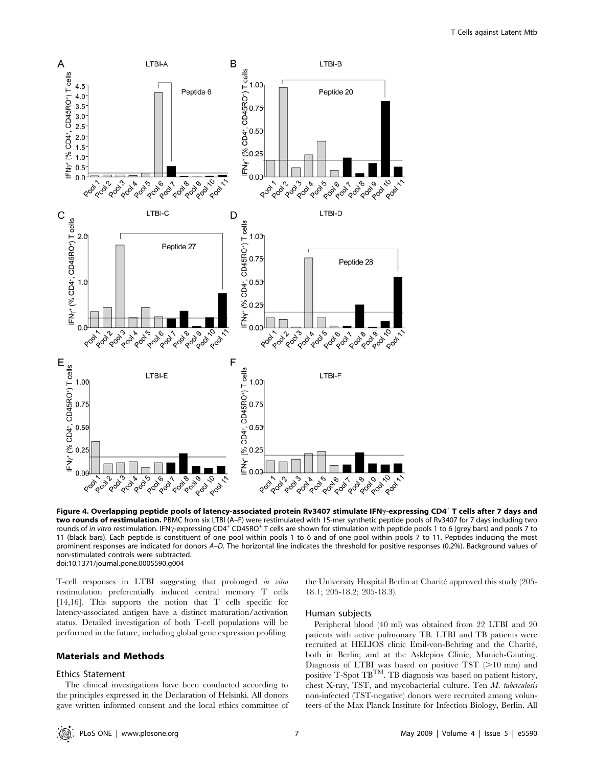**Figure 4. Overlapping peptide pools of latency-associated protein Rv3407 stimulate IFNγ-expressing $CD4^+$ T cells after 7 days and two rounds of restimulation.** PBMC from six LTBI (A–F) were restimulated with 15-mer synthetic peptide pools of Rv3407 for 7 days including two rounds of *in vitro* restimulation. IFNγ-expressing $CD4^+$ $CD45RO^+$ T cells are shown for stimulation with peptide pools 1 to 6 (grey bars) and pools 7 to 11 (black bars). Each peptide is constituent of one pool within pools 1 to 6 and of one pool within pools 7 to 11. Peptides inducing the most prominent responses are indicated for donors *A–D*. The horizontal line indicates the threshold for positive responses (0.2%). Background values of non-stimulated controls were subtracted.
doi:10.1371/journal.pone.0005590.g004

T-cell responses in LTBI suggesting that prolonged *in vitro* restimulation preferentially induced central memory T cells [14,16]. This supports the notion that T cells specific for latency-associated antigen have a distinct maturation/activation status. Detailed investigation of both T-cell populations will be performed in the future, including global gene expression profiling.

## Materials and Methods

### Ethics Statement

The clinical investigations have been conducted according to the principles expressed in the Declaration of Helsinki. All donors gave written informed consent and the local ethics committee of the University Hospital Berlin at Charité approved this study (205-18.1; 205-18.2; 205-18.3).

### Human subjects

Peripheral blood (40 ml) was obtained from 22 LTBI and 20 patients with active pulmonary TB. LTBI and TB patients were recruited at HELIOS clinic Emil-von-Behring and the Charité, both in Berlin; and at the Asklepios Clinic, Munich-Gauting. Diagnosis of LTBI was based on positive TST (>10 mm) and positive T-Spot $TB^{TM}$. TB diagnosis was based on patient history, chest X-ray, TST, and mycobacterial culture. Ten *M. tuberculosis* non-infected (TST-negative) donors were recruited among volunteers of the Max Planck Institute for Infection Biology, Berlin. All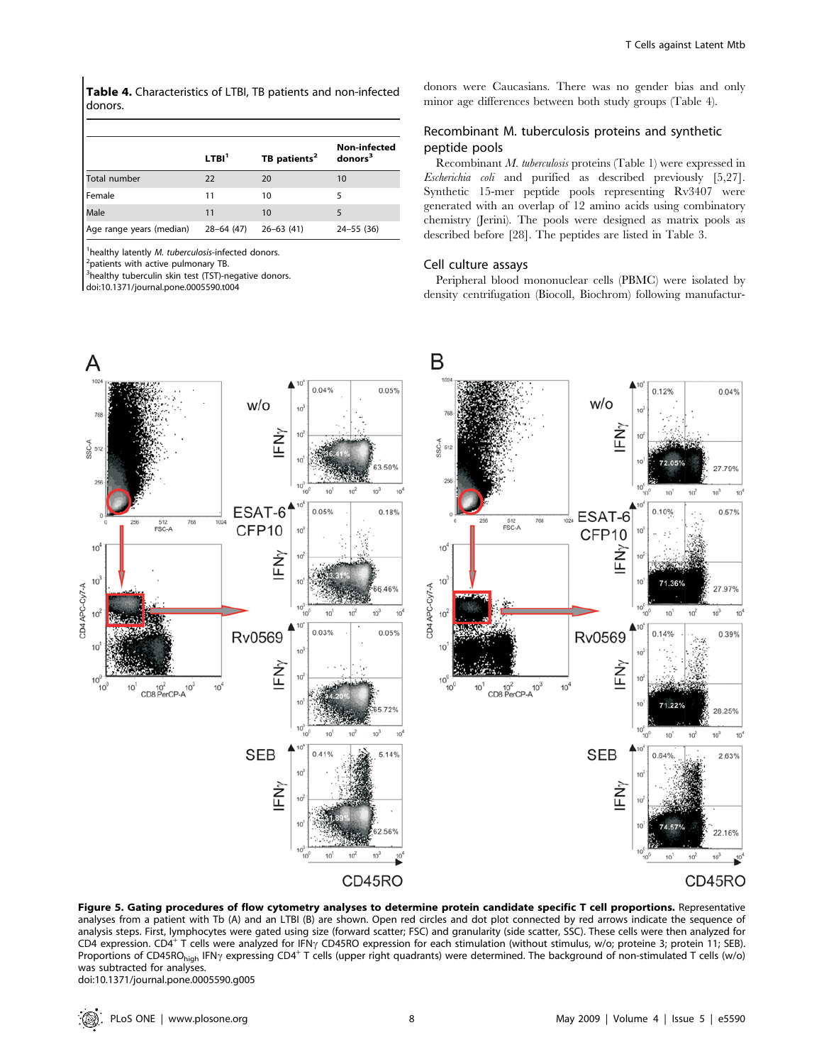**Table 4.** Characteristics of LTBI, TB patients and non-infected donors.

| | LTBI[1] | TB patients[2] | Non-infected donors[3] |
|---|---|---|---|
| Total number | 22 | 20 | 10 |
| Female | 11 | 10 | 5 |
| Male | 11 | 10 | 5 |
| Age range years (median) | 28–64 (47) | 26–63 (41) | 24–55 (36) |

[1]healthy latently *M. tuberculosis*-infected donors.
[2]patients with active pulmonary TB.
[3]healthy tuberculin skin test (TST)-negative donors.
doi:10.1371/journal.pone.0005590.t004

donors were Caucasians. There was no gender bias and only minor age differences between both study groups (Table 4).

## Recombinant M. tuberculosis proteins and synthetic peptide pools

Recombinant *M. tuberculosis* proteins (Table 1) were expressed in *Escherichia coli* and purified as described previously [5,27]. Synthetic 15-mer peptide pools representing Rv3407 were generated with an overlap of 12 amino acids using combinatory chemistry (Jerini). The pools were designed as matrix pools as described before [28]. The peptides are listed in Table 3.

## Cell culture assays

Peripheral blood mononuclear cells (PBMC) were isolated by density centrifugation (Biocoll, Biochrom) following manufactur-

**Figure 5. Gating procedures of flow cytometry analyses to determine protein candidate specific T cell proportions.** Representative analyses from a patient with Tb (A) and an LTBI (B) are shown. Open red circles and dot plot connected by red arrows indicate the sequence of analysis steps. First, lymphocytes were gated using size (forward scatter; FSC) and granularity (side scatter, SSC). These cells were then analyzed for CD4 expression. $CD4^+$ T cells were analyzed for IFNγ CD45RO expression for each stimulation (without stimulus, w/o; proteine 3; protein 11; SEB). Proportions of $CD45RO_{high}$ IFNγ expressing $CD4^+$ T cells (upper right quadrants) were determined. The background of non-stimulated T cells (w/o) was subtracted for analyses.
doi:10.1371/journal.pone.0005590.g005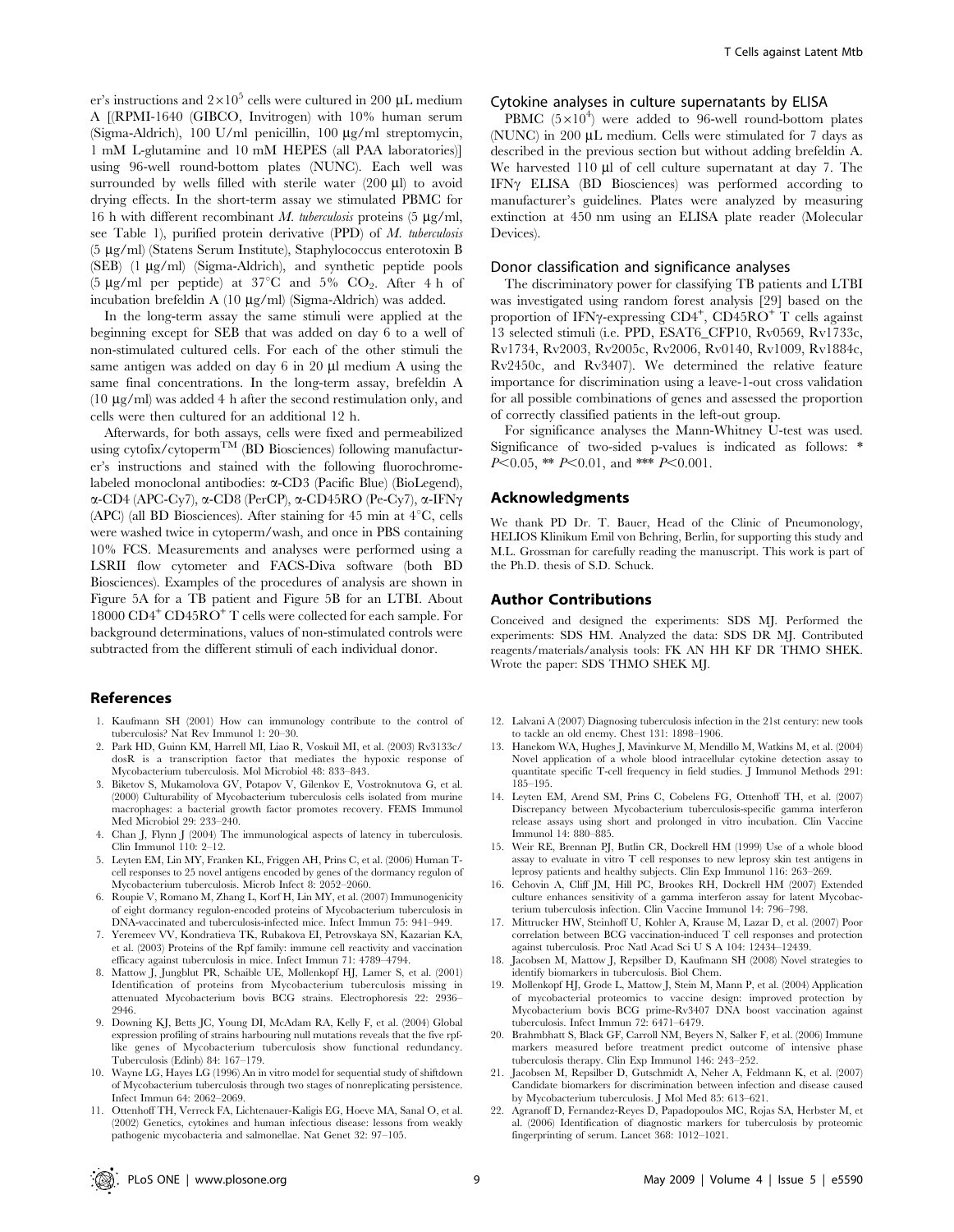er's instructions and $2\times10^5$ cells were cultured in 200 µL medium A [(RPMI-1640 (GIBCO, Invitrogen) with 10% human serum (Sigma-Aldrich), 100 U/ml penicillin, 100 µg/ml streptomycin, 1 mM L-glutamine and 10 mM HEPES (all PAA laboratories)] using 96-well round-bottom plates (NUNC). Each well was surrounded by wells filled with sterile water (200 µl) to avoid drying effects. In the short-term assay we stimulated PBMC for 16 h with different recombinant *M. tuberculosis* proteins (5 µg/ml, see Table 1), purified protein derivative (PPD) of *M. tuberculosis* (5 µg/ml) (Statens Serum Institute), Staphylococcus enterotoxin B (SEB) (1 µg/ml) (Sigma-Aldrich), and synthetic peptide pools (5 µg/ml per peptide) at 37°C and 5% $CO_2$. After 4 h of incubation brefeldin A (10 µg/ml) (Sigma-Aldrich) was added.

In the long-term assay the same stimuli were applied at the beginning except for SEB that was added on day 6 to a well of non-stimulated cultured cells. For each of the other stimuli the same antigen was added on day 6 in 20 µl medium A using the same final concentrations. In the long-term assay, brefeldin A (10 µg/ml) was added 4 h after the second restimulation only, and cells were then cultured for an additional 12 h.

Afterwards, for both assays, cells were fixed and permeabilized using cytofix/cytoperm™ (BD Biosciences) following manufacturer's instructions and stained with the following fluorochrome-labeled monoclonal antibodies: α-CD3 (Pacific Blue) (BioLegend), α-CD4 (APC-Cy7), α-CD8 (PerCP), α-CD45RO (Pe-Cy7), α-IFNγ (APC) (all BD Biosciences). After staining for 45 min at 4°C, cells were washed twice in cytoperm/wash, and once in PBS containing 10% FCS. Measurements and analyses were performed using a LSRII flow cytometer and FACS-Diva software (both BD Biosciences). Examples of the procedures of analysis are shown in Figure 5A for a TB patient and Figure 5B for an LTBI. About 18000 $CD4^+$ $CD45RO^+$ T cells were collected for each sample. For background determinations, values of non-stimulated controls were subtracted from the different stimuli of each individual donor.

### Cytokine analyses in culture supernatants by ELISA

PBMC ($5\times10^4$) were added to 96-well round-bottom plates (NUNC) in 200 µL medium. Cells were stimulated for 7 days as described in the previous section but without adding brefeldin A. We harvested 110 µl of cell culture supernatant at day 7. The IFNγ ELISA (BD Biosciences) was performed according to manufacturer's guidelines. Plates were analyzed by measuring extinction at 450 nm using an ELISA plate reader (Molecular Devices).

### Donor classification and significance analyses

The discriminatory power for classifying TB patients and LTBI was investigated using random forest analysis [29] based on the proportion of IFNγ-expressing $CD4^+$, $CD45RO^+$ T cells against 13 selected stimuli (i.e. PPD, ESAT6_CFP10, Rv0569, Rv1733c, Rv1734, Rv2003, Rv2005c, Rv2006, Rv0140, Rv1009, Rv1884c, Rv2450c, and Rv3407). We determined the relative feature importance for discrimination using a leave-1-out cross validation for all possible combinations of genes and assessed the proportion of correctly classified patients in the left-out group.

For significance analyses the Mann-Whitney U-test was used. Significance of two-sided p-values is indicated as follows: * $P<0.05$, ** $P<0.01$, and *** $P<0.001$.

## Acknowledgments

We thank PD Dr. T. Bauer, Head of the Clinic of Pneumonology, HELIOS Klinikum Emil von Behring, Berlin, for supporting this study and M.L. Grossman for carefully reading the manuscript. This work is part of the Ph.D. thesis of S.D. Schuck.

## Author Contributions

Conceived and designed the experiments: SDS MJ. Performed the experiments: SDS HM. Analyzed the data: SDS DR MJ. Contributed reagents/materials/analysis tools: FK AN HH KF DR THMO SHEK. Wrote the paper: SDS THMO SHEK MJ.

## References

1. Kaufmann SH (2001) How can immunology contribute to the control of tuberculosis? Nat Rev Immunol 1: 20–30.
2. Park HD, Guinn KM, Harrell MI, Liao R, Voskuil MI, et al. (2003) Rv3133c/dosR is a transcription factor that mediates the hypoxic response of Mycobacterium tuberculosis. Mol Microbiol 48: 833–843.
3. Biketov S, Mukamolova GV, Potapov V, Gilenkov E, Vostroknutova G, et al. (2000) Culturability of Mycobacterium tuberculosis cells isolated from murine macrophages: a bacterial growth factor promotes recovery. FEMS Immunol Med Microbiol 29: 233–240.
4. Chan J, Flynn J (2004) The immunological aspects of latency in tuberculosis. Clin Immunol 110: 2–12.
5. Leyten EM, Lin MY, Franken KL, Friggen AH, Prins C, et al. (2006) Human T-cell responses to 25 novel antigens encoded by genes of the dormancy regulon of Mycobacterium tuberculosis. Microb Infect 8: 2052–2060.
6. Roupie V, Romano M, Zhang L, Korf H, Lin MY, et al. (2007) Immunogenicity of eight dormancy regulon-encoded proteins of Mycobacterium tuberculosis in DNA-vaccinated and tuberculosis-infected mice. Infect Immun 75: 941–949.
7. Yeremeev VV, Kondratieva TK, Rubakova EI, Petrovskaya SN, Kazarian KA, et al. (2003) Proteins of the Rpf family: immune cell reactivity and vaccination efficacy against tuberculosis in mice. Infect Immun 71: 4789–4794.
8. Mattow J, Jungblut PR, Schaible UE, Mollenkopf HJ, Lamer S, et al. (2001) Identification of proteins from Mycobacterium tuberculosis missing in attenuated Mycobacterium bovis BCG strains. Electrophoresis 22: 2936–2946.
9. Downing KJ, Betts JC, Young DI, McAdam RA, Kelly F, et al. (2004) Global expression profiling of strains harbouring null mutations reveals that the five rpf-like genes of Mycobacterium tuberculosis show functional redundancy. Tuberculosis (Edinb) 84: 167–179.
10. Wayne LG, Hayes LG (1996) An in vitro model for sequential study of shiftdown of Mycobacterium tuberculosis through two stages of nonreplicating persistence. Infect Immun 64: 2062–2069.
11. Ottenhoff TH, Verreck FA, Lichtenauer-Kaligis EG, Hoeve MA, Sanal O, et al. (2002) Genetics, cytokines and human infectious disease: lessons from weakly pathogenic mycobacteria and salmonellae. Nat Genet 32: 97–105.
12. Lalvani A (2007) Diagnosing tuberculosis infection in the 21st century: new tools to tackle an old enemy. Chest 131: 1898–1906.
13. Hanekom WA, Hughes J, Mavinkurve M, Mendillo M, Watkins M, et al. (2004) Novel application of a whole blood intracellular cytokine detection assay to quantitate specific T-cell frequency in field studies. J Immunol Methods 291: 185–195.
14. Leyten EM, Arend SM, Prins C, Cobelens FG, Ottenhoff TH, et al. (2007) Discrepancy between Mycobacterium tuberculosis-specific gamma interferon release assays using short and prolonged in vitro incubation. Clin Vaccine Immunol 14: 880–885.
15. Weir RE, Brennan PJ, Butlin CR, Dockrell HM (1999) Use of a whole blood assay to evaluate in vitro T cell responses to new leprosy skin test antigens in leprosy patients and healthy subjects. Clin Exp Immunol 116: 263–269.
16. Cehovin A, Cliff JM, Hill PC, Brookes RH, Dockrell HM (2007) Extended culture enhances sensitivity of a gamma interferon assay for latent Mycobacterium tuberculosis infection. Clin Vaccine Immunol 14: 796–798.
17. Mittrucker HW, Steinhoff U, Kohler A, Krause M, Lazar D, et al. (2007) Poor correlation between BCG vaccination-induced T cell responses and protection against tuberculosis. Proc Natl Acad Sci U S A 104: 12434–12439.
18. Jacobsen M, Mattow J, Repsilber D, Kaufmann SH (2008) Novel strategies to identify biomarkers in tuberculosis. Biol Chem.
19. Mollenkopf HJ, Grode L, Mattow J, Stein M, Mann P, et al. (2004) Application of mycobacterial proteomics to vaccine design: improved protection by Mycobacterium bovis BCG prime-Rv3407 DNA boost vaccination against tuberculosis. Infect Immun 72: 6471–6479.
20. Brahmbhatt S, Black GF, Carroll NM, Beyers N, Salker F, et al. (2006) Immune markers measured before treatment predict outcome of intensive phase tuberculosis therapy. Clin Exp Immunol 146: 243–252.
21. Jacobsen M, Repsilber D, Gutschmidt A, Neher A, Feldmann K, et al. (2007) Candidate biomarkers for discrimination between infection and disease caused by Mycobacterium tuberculosis. J Mol Med 85: 613–621.
22. Agranoff D, Fernandez-Reyes D, Papadopoulos MC, Rojas SA, Herbster M, et al. (2006) Identification of diagnostic markers for tuberculosis by proteomic fingerprinting of serum. Lancet 368: 1012–1021.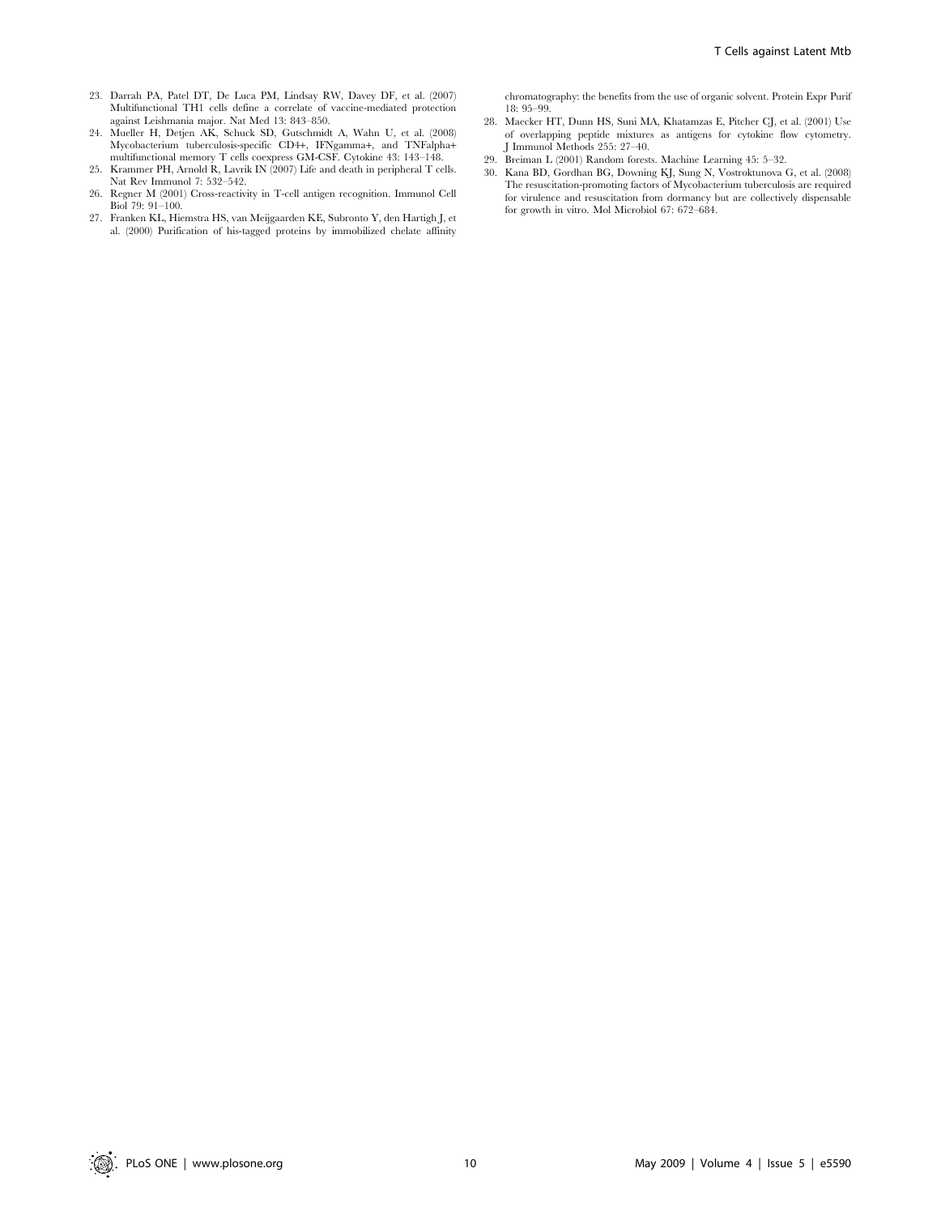23. Darrah PA, Patel DT, De Luca PM, Lindsay RW, Davey DF, et al. (2007) Multifunctional TH1 cells define a correlate of vaccine-mediated protection against Leishmania major. Nat Med 13: 843–850.
24. Mueller H, Detjen AK, Schuck SD, Gutschmidt A, Wahn U, et al. (2008) Mycobacterium tuberculosis-specific CD4+, IFNgamma+, and TNFalpha+ multifunctional memory T cells coexpress GM-CSF. Cytokine 43: 143–148.
25. Krammer PH, Arnold R, Lavrik IN (2007) Life and death in peripheral T cells. Nat Rev Immunol 7: 532–542.
26. Regner M (2001) Cross-reactivity in T-cell antigen recognition. Immunol Cell Biol 79: 91–100.
27. Franken KL, Hiemstra HS, van Meijgaarden KE, Subronto Y, den Hartigh J, et al. (2000) Purification of his-tagged proteins by immobilized chelate affinity chromatography: the benefits from the use of organic solvent. Protein Expr Purif 18: 95–99.
28. Maecker HT, Dunn HS, Suni MA, Khatamzas E, Pitcher CJ, et al. (2001) Use of overlapping peptide mixtures as antigens for cytokine flow cytometry. J Immunol Methods 255: 27–40.
29. Breiman L (2001) Random forests. Machine Learning 45: 5–32.
30. Kana BD, Gordhan BG, Downing KJ, Sung N, Vostroktunova G, et al. (2008) The resuscitation-promoting factors of Mycobacterium tuberculosis are required for virulence and resuscitation from dormancy but are collectively dispensable for growth in vitro. Mol Microbiol 67: 672–684.